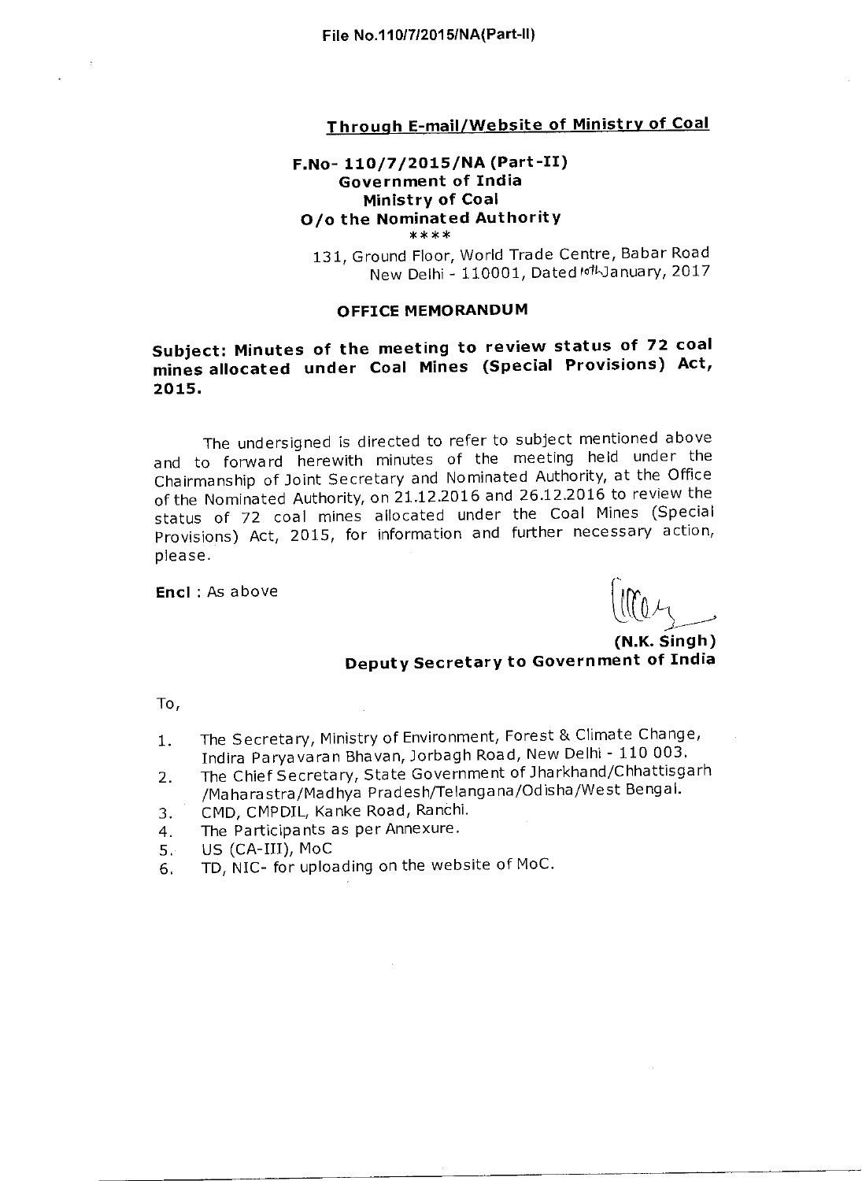File No.110/7/2015/NA(Part-II)

**Through E-mail/Website of Ministry of Coal**

**F.No- 110/7/2015/NA (Part-II)**
**Government of India**
**Ministry of Coal**
**O/o the Nominated Authority**
\*\*\*\*

131, Ground Floor, World Trade Centre, Babar Road
New Delhi - 110001, Dated 10th January, 2017

**OFFICE MEMORANDUM**

**Subject: Minutes of the meeting to review status of 72 coal mines allocated under Coal Mines (Special Provisions) Act, 2015.**

The undersigned is directed to refer to subject mentioned above and to forward herewith minutes of the meeting held under the Chairmanship of Joint Secretary and Nominated Authority, at the Office of the Nominated Authority, on 21.12.2016 and 26.12.2016 to review the status of 72 coal mines allocated under the Coal Mines (Special Provisions) Act, 2015, for information and further necessary action, please.

**Encl** : As above

**(N.K. Singh)**
**Deputy Secretary to Government of India**

To,

1. The Secretary, Ministry of Environment, Forest & Climate Change, Indira Paryavaran Bhavan, Jorbagh Road, New Delhi - 110 003.
2. The Chief Secretary, State Government of Jharkhand/Chhattisgarh /Maharastra/Madhya Pradesh/Telangana/Odisha/West Bengal.
3. CMD, CMPDIL, Kanke Road, Ranchi.
4. The Participants as per Annexure.
5. US (CA-III), MoC
6. TD, NIC- for uploading on the website of MoC.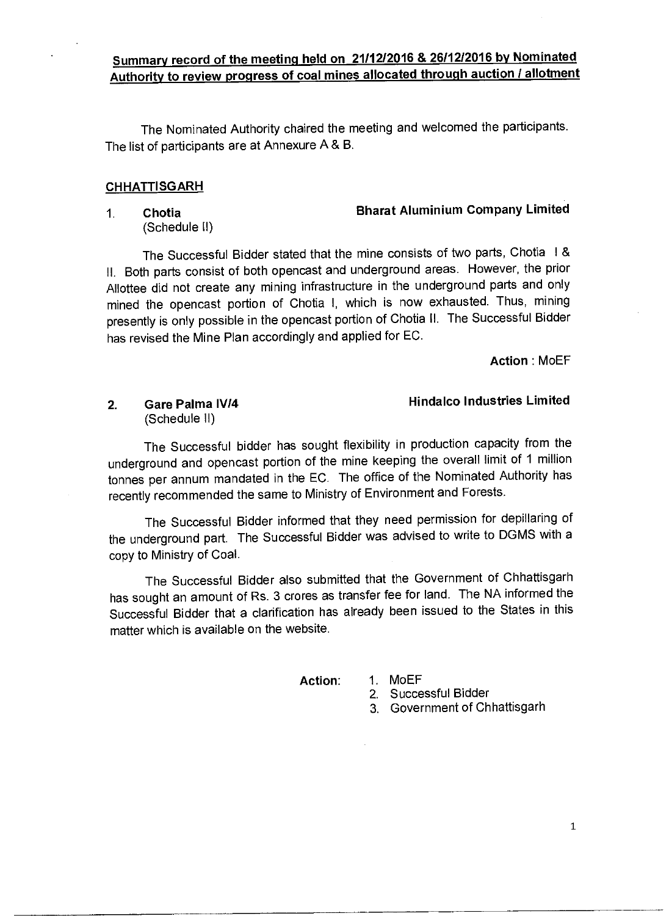## Summary record of the meeting held on 21/12/2016 & 26/12/2016 by Nominated Authority to review progress of coal mines allocated through auction / allotment

The Nominated Authority chaired the meeting and welcomed the participants. The list of participants are at Annexure A & B.

### CHHATTISGARH

1. **Chotia** (Schedule II) — **Bharat Aluminium Company Limited**

The Successful Bidder stated that the mine consists of two parts, Chotia I & II. Both parts consist of both opencast and underground areas. However, the prior Allottee did not create any mining infrastructure in the underground parts and only mined the opencast portion of Chotia I, which is now exhausted. Thus, mining presently is only possible in the opencast portion of Chotia II. The Successful Bidder has revised the Mine Plan accordingly and applied for EC.

**Action** : MoEF

2. **Gare Palma IV/4** (Schedule II) — **Hindalco Industries Limited**

The Successful bidder has sought flexibility in production capacity from the underground and opencast portion of the mine keeping the overall limit of 1 million tonnes per annum mandated in the EC. The office of the Nominated Authority has recently recommended the same to Ministry of Environment and Forests.

The Successful Bidder informed that they need permission for depillaring of the underground part. The Successful Bidder was advised to write to DGMS with a copy to Ministry of Coal.

The Successful Bidder also submitted that the Government of Chhattisgarh has sought an amount of Rs. 3 crores as transfer fee for land. The NA informed the Successful Bidder that a clarification has already been issued to the States in this matter which is available on the website.

**Action:**
1. MoEF
2. Successful Bidder
3. Government of Chhattisgarh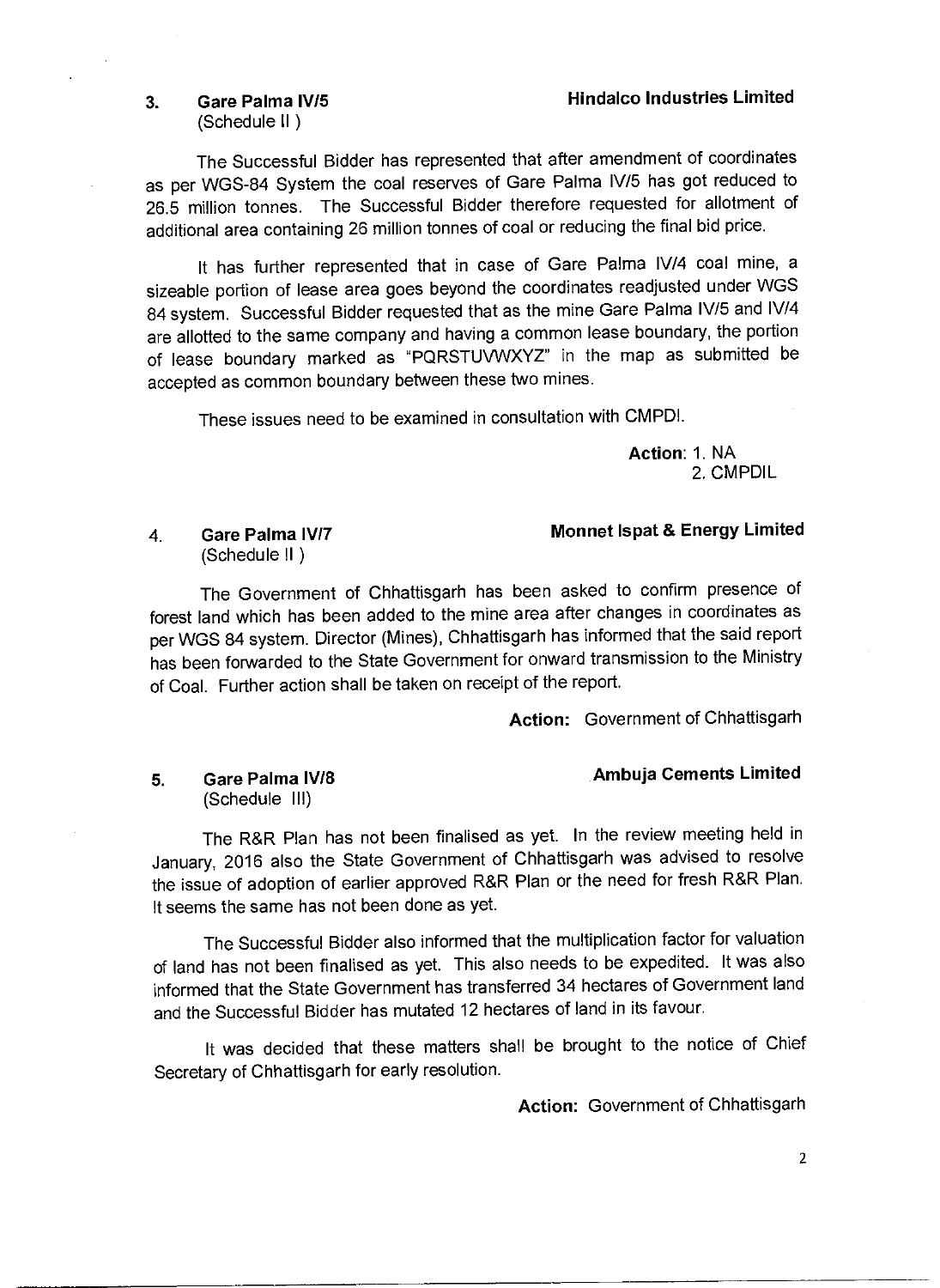**3. Gare Palma IV/5** (Schedule II ) **Hindalco Industries Limited**

The Successful Bidder has represented that after amendment of coordinates as per WGS-84 System the coal reserves of Gare Palma IV/5 has got reduced to 26.5 million tonnes. The Successful Bidder therefore requested for allotment of additional area containing 26 million tonnes of coal or reducing the final bid price.

It has further represented that in case of Gare Palma IV/4 coal mine, a sizeable portion of lease area goes beyond the coordinates readjusted under WGS 84 system. Successful Bidder requested that as the mine Gare Palma IV/5 and IV/4 are allotted to the same company and having a common lease boundary, the portion of lease boundary marked as "PQRSTUVWXYZ" in the map as submitted be accepted as common boundary between these two mines.

These issues need to be examined in consultation with CMPDI.

**Action**: 1. NA
2. CMPDIL

**4. Gare Palma IV/7** (Schedule II ) **Monnet Ispat & Energy Limited**

The Government of Chhattisgarh has been asked to confirm presence of forest land which has been added to the mine area after changes in coordinates as per WGS 84 system. Director (Mines), Chhattisgarh has informed that the said report has been forwarded to the State Government for onward transmission to the Ministry of Coal. Further action shall be taken on receipt of the report.

**Action:** Government of Chhattisgarh

**5. Gare Palma IV/8** (Schedule III) **Ambuja Cements Limited**

The R&R Plan has not been finalised as yet. In the review meeting held in January, 2016 also the State Government of Chhattisgarh was advised to resolve the issue of adoption of earlier approved R&R Plan or the need for fresh R&R Plan. It seems the same has not been done as yet.

The Successful Bidder also informed that the multiplication factor for valuation of land has not been finalised as yet. This also needs to be expedited. It was also informed that the State Government has transferred 34 hectares of Government land and the Successful Bidder has mutated 12 hectares of land in its favour.

It was decided that these matters shall be brought to the notice of Chief Secretary of Chhattisgarh for early resolution.

**Action:** Government of Chhattisgarh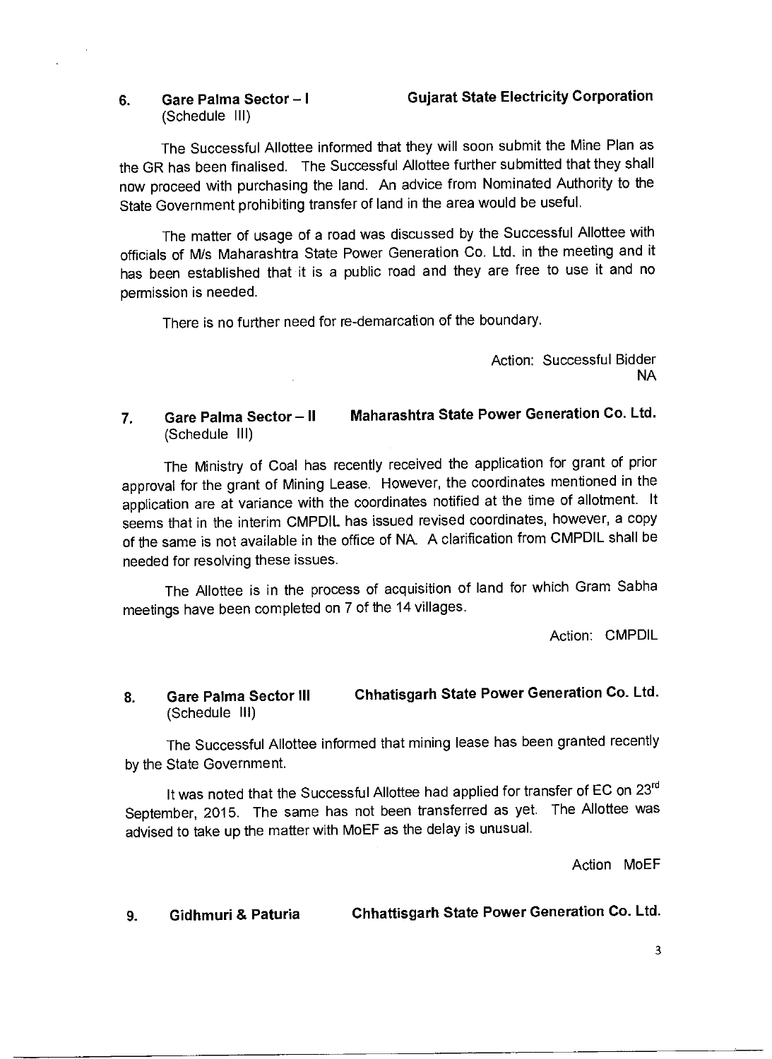**6. Gare Palma Sector – I** (Schedule III) **Gujarat State Electricity Corporation**

The Successful Allottee informed that they will soon submit the Mine Plan as the GR has been finalised. The Successful Allottee further submitted that they shall now proceed with purchasing the land. An advice from Nominated Authority to the State Government prohibiting transfer of land in the area would be useful.

The matter of usage of a road was discussed by the Successful Allottee with officials of M/s Maharashtra State Power Generation Co. Ltd. in the meeting and it has been established that it is a public road and they are free to use it and no permission is needed.

There is no further need for re-demarcation of the boundary.

Action: Successful Bidder
NA

**7. Gare Palma Sector – II** (Schedule III) **Maharashtra State Power Generation Co. Ltd.**

The Ministry of Coal has recently received the application for grant of prior approval for the grant of Mining Lease. However, the coordinates mentioned in the application are at variance with the coordinates notified at the time of allotment. It seems that in the interim CMPDIL has issued revised coordinates, however, a copy of the same is not available in the office of NA. A clarification from CMPDIL shall be needed for resolving these issues.

The Allottee is in the process of acquisition of land for which Gram Sabha meetings have been completed on 7 of the 14 villages.

Action: CMPDIL

**8. Gare Palma Sector III** (Schedule III) **Chhatisgarh State Power Generation Co. Ltd.**

The Successful Allottee informed that mining lease has been granted recently by the State Government.

It was noted that the Successful Allottee had applied for transfer of EC on 23rd September, 2015. The same has not been transferred as yet. The Allottee was advised to take up the matter with MoEF as the delay is unusual.

Action MoEF

**9. Gidhmuri & Paturia** **Chhattisgarh State Power Generation Co. Ltd.**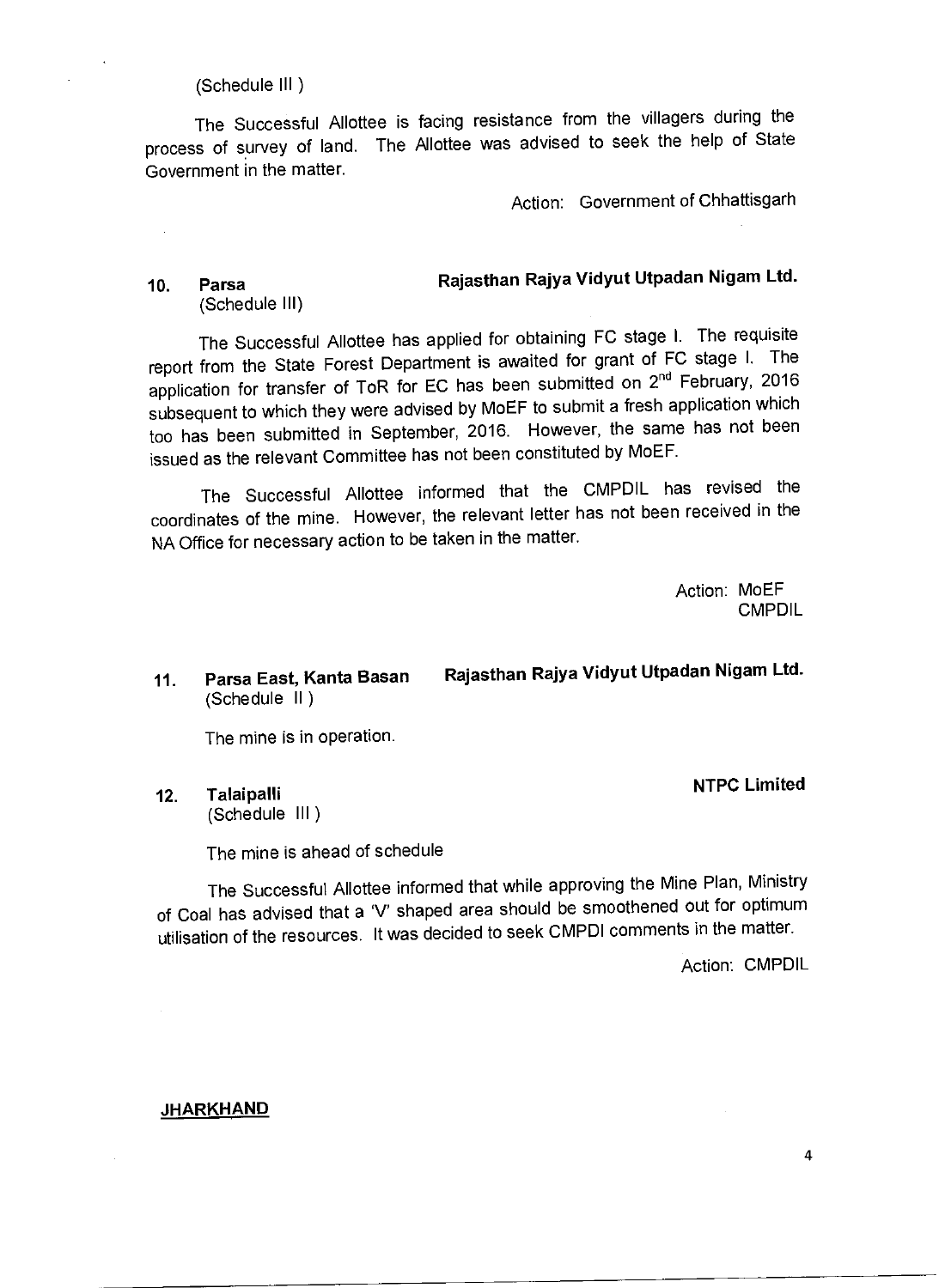(Schedule III )

The Successful Allottee is facing resistance from the villagers during the process of survey of land. The Allottee was advised to seek the help of State Government in the matter.

Action: Government of Chhattisgarh

**10. Parsa** **Rajasthan Rajya Vidyut Utpadan Nigam Ltd.**
(Schedule III)

The Successful Allottee has applied for obtaining FC stage I. The requisite report from the State Forest Department is awaited for grant of FC stage I. The application for transfer of ToR for EC has been submitted on 2nd February, 2016 subsequent to which they were advised by MoEF to submit a fresh application which too has been submitted in September, 2016. However, the same has not been issued as the relevant Committee has not been constituted by MoEF.

The Successful Allottee informed that the CMPDIL has revised the coordinates of the mine. However, the relevant letter has not been received in the NA Office for necessary action to be taken in the matter.

Action: MoEF
CMPDIL

**11. Parsa East, Kanta Basan** **Rajasthan Rajya Vidyut Utpadan Nigam Ltd.**
(Schedule II )

The mine is in operation.

**12. Talaipalli** **NTPC Limited**
(Schedule III )

The mine is ahead of schedule

The Successful Allottee informed that while approving the Mine Plan, Ministry of Coal has advised that a 'V' shaped area should be smoothened out for optimum utilisation of the resources. It was decided to seek CMPDI comments in the matter.

Action: CMPDIL

**JHARKHAND**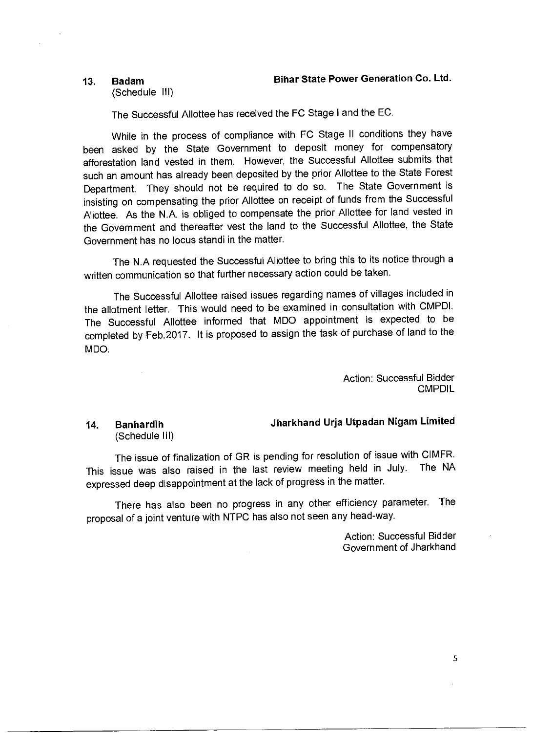**13. Badam** (Schedule III) **Bihar State Power Generation Co. Ltd.**

The Successful Allottee has received the FC Stage I and the EC.

While in the process of compliance with FC Stage II conditions they have been asked by the State Government to deposit money for compensatory afforestation land vested in them. However, the Successful Allottee submits that such an amount has already been deposited by the prior Allottee to the State Forest Department. They should not be required to do so. The State Government is insisting on compensating the prior Allottee on receipt of funds from the Successful Allottee. As the N.A. is obliged to compensate the prior Allottee for land vested in the Government and thereafter vest the land to the Successful Allottee, the State Government has no locus standi in the matter.

The N.A requested the Successful Allottee to bring this to its notice through a written communication so that further necessary action could be taken.

The Successful Allottee raised issues regarding names of villages included in the allotment letter. This would need to be examined in consultation with CMPDI. The Successful Allottee informed that MDO appointment is expected to be completed by Feb.2017. It is proposed to assign the task of purchase of land to the MDO.

Action: Successful Bidder
CMPDIL

**14. Banhardih** (Schedule III) **Jharkhand Urja Utpadan Nigam Limited**

The issue of finalization of GR is pending for resolution of issue with CIMFR. This issue was also raised in the last review meeting held in July. The NA expressed deep disappointment at the lack of progress in the matter.

There has also been no progress in any other efficiency parameter. The proposal of a joint venture with NTPC has also not seen any head-way.

Action: Successful Bidder
Government of Jharkhand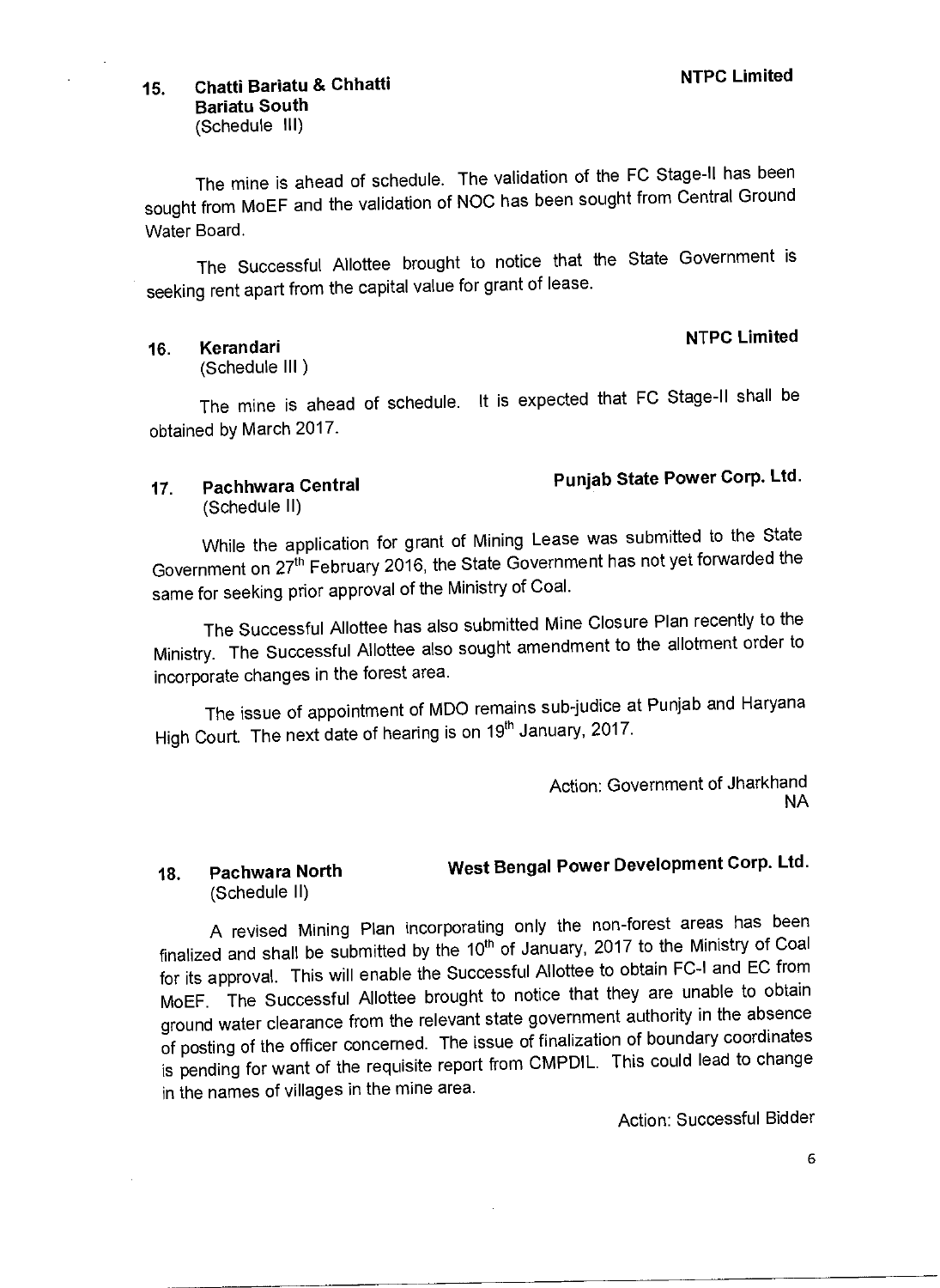**15. Chatti Bariatu & Chhatti Bariatu South** (Schedule III) — **NTPC Limited**

The mine is ahead of schedule. The validation of the FC Stage-II has been sought from MoEF and the validation of NOC has been sought from Central Ground Water Board.

The Successful Allottee brought to notice that the State Government is seeking rent apart from the capital value for grant of lease.

**16. Kerandari** (Schedule III) — **NTPC Limited**

The mine is ahead of schedule. It is expected that FC Stage-II shall be obtained by March 2017.

**17. Pachhwara Central** (Schedule II) — **Punjab State Power Corp. Ltd.**

While the application for grant of Mining Lease was submitted to the State Government on 27th February 2016, the State Government has not yet forwarded the same for seeking prior approval of the Ministry of Coal.

The Successful Allottee has also submitted Mine Closure Plan recently to the Ministry. The Successful Allottee also sought amendment to the allotment order to incorporate changes in the forest area.

The issue of appointment of MDO remains sub-judice at Punjab and Haryana High Court. The next date of hearing is on 19th January, 2017.

Action: Government of Jharkhand
NA

**18. Pachwara North** (Schedule II) — **West Bengal Power Development Corp. Ltd.**

A revised Mining Plan incorporating only the non-forest areas has been finalized and shall be submitted by the 10th of January, 2017 to the Ministry of Coal for its approval. This will enable the Successful Allottee to obtain FC-I and EC from MoEF. The Successful Allottee brought to notice that they are unable to obtain ground water clearance from the relevant state government authority in the absence of posting of the officer concerned. The issue of finalization of boundary coordinates is pending for want of the requisite report from CMPDIL. This could lead to change in the names of villages in the mine area.

Action: Successful Bidder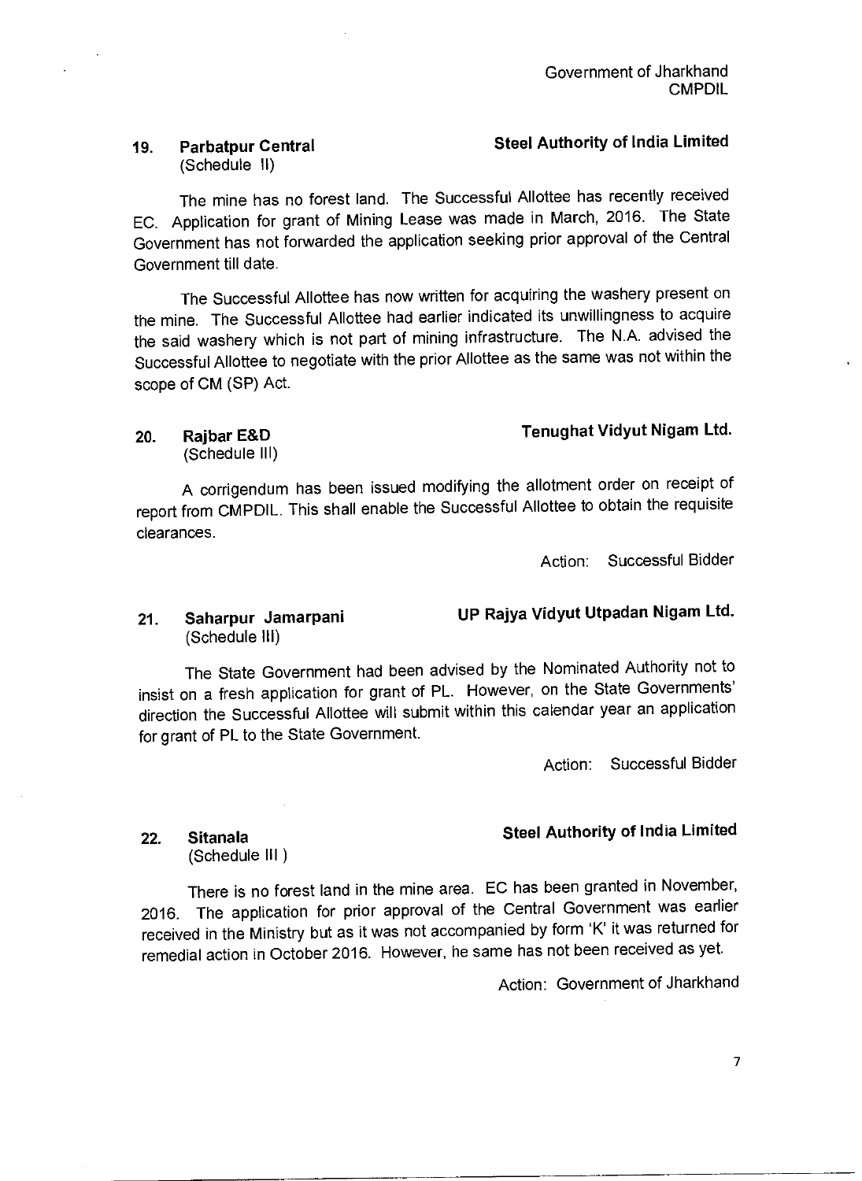Government of Jharkhand
CMPDIL

**19. Parbatpur Central** (Schedule II) — **Steel Authority of India Limited**

The mine has no forest land. The Successful Allottee has recently received EC. Application for grant of Mining Lease was made in March, 2016. The State Government has not forwarded the application seeking prior approval of the Central Government till date.

The Successful Allottee has now written for acquiring the washery present on the mine. The Successful Allottee had earlier indicated its unwillingness to acquire the said washery which is not part of mining infrastructure. The N.A. advised the Successful Allottee to negotiate with the prior Allottee as the same was not within the scope of CM (SP) Act.

**20. Rajbar E&D** (Schedule III) — **Tenughat Vidyut Nigam Ltd.**

A corrigendum has been issued modifying the allotment order on receipt of report from CMPDIL. This shall enable the Successful Allottee to obtain the requisite clearances.

Action: Successful Bidder

**21. Saharpur Jamarpani** (Schedule III) — **UP Rajya Vidyut Utpadan Nigam Ltd.**

The State Government had been advised by the Nominated Authority not to insist on a fresh application for grant of PL. However, on the State Governments' direction the Successful Allottee will submit within this calendar year an application for grant of PL to the State Government.

Action: Successful Bidder

**22. Sitanala** (Schedule III) — **Steel Authority of India Limited**

There is no forest land in the mine area. EC has been granted in November, 2016. The application for prior approval of the Central Government was earlier received in the Ministry but as it was not accompanied by form 'K' it was returned for remedial action in October 2016. However, he same has not been received as yet.

Action: Government of Jharkhand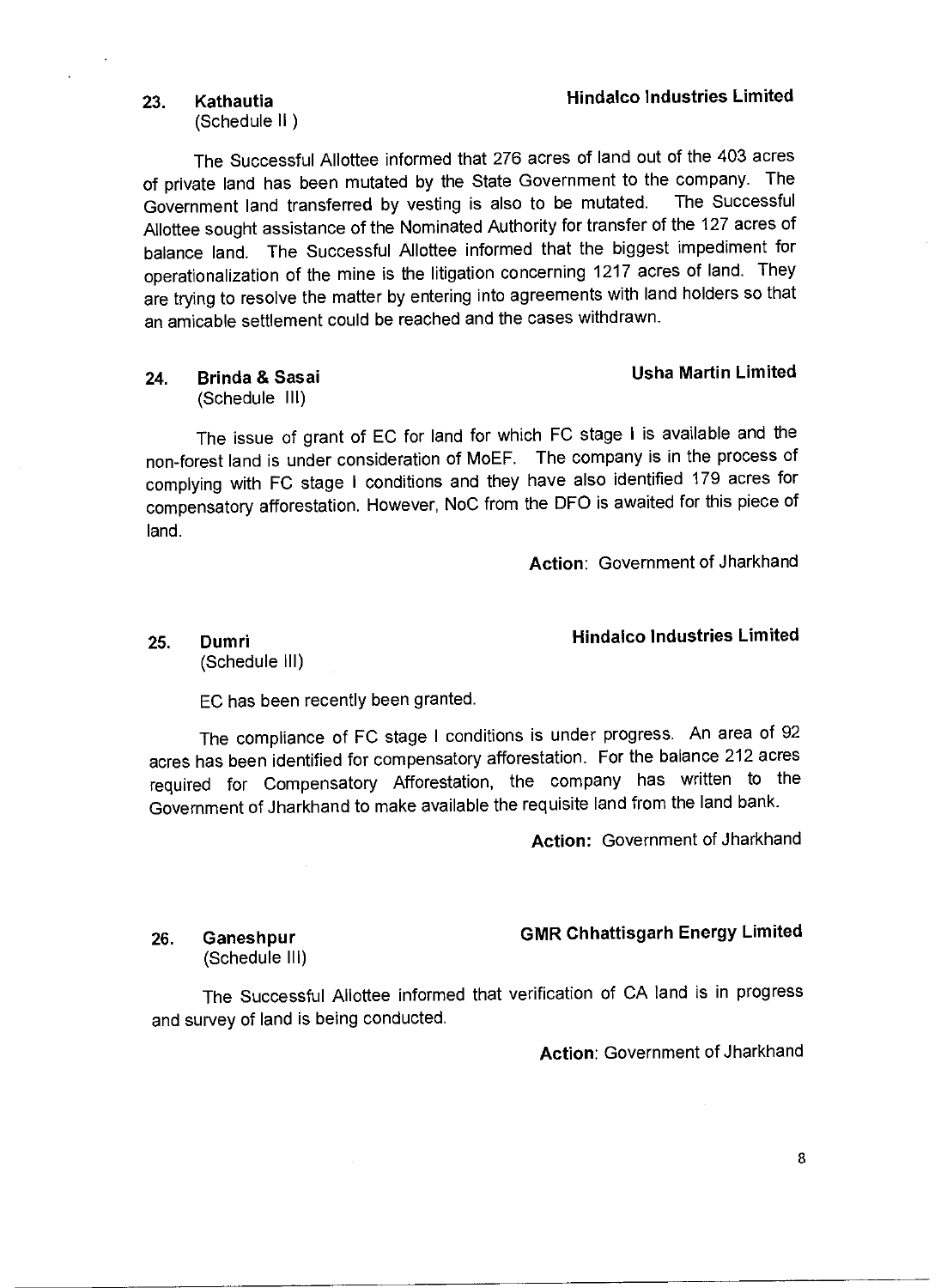**23. Kathautia** **Hindalco Industries Limited**
(Schedule II )

The Successful Allottee informed that 276 acres of land out of the 403 acres of private land has been mutated by the State Government to the company. The Government land transferred by vesting is also to be mutated. The Successful Allottee sought assistance of the Nominated Authority for transfer of the 127 acres of balance land. The Successful Allottee informed that the biggest impediment for operationalization of the mine is the litigation concerning 1217 acres of land. They are trying to resolve the matter by entering into agreements with land holders so that an amicable settlement could be reached and the cases withdrawn.

**24. Brinda & Sasai** **Usha Martin Limited**
(Schedule III)

The issue of grant of EC for land for which FC stage I is available and the non-forest land is under consideration of MoEF. The company is in the process of complying with FC stage I conditions and they have also identified 179 acres for compensatory afforestation. However, NoC from the DFO is awaited for this piece of land.

**Action**: Government of Jharkhand

**25. Dumri** **Hindalco Industries Limited**
(Schedule III)

EC has been recently been granted.

The compliance of FC stage I conditions is under progress. An area of 92 acres has been identified for compensatory afforestation. For the balance 212 acres required for Compensatory Afforestation, the company has written to the Government of Jharkhand to make available the requisite land from the land bank.

**Action:** Government of Jharkhand

**26. Ganeshpur** **GMR Chhattisgarh Energy Limited**
(Schedule III)

The Successful Allottee informed that verification of CA land is in progress and survey of land is being conducted.

**Action**: Government of Jharkhand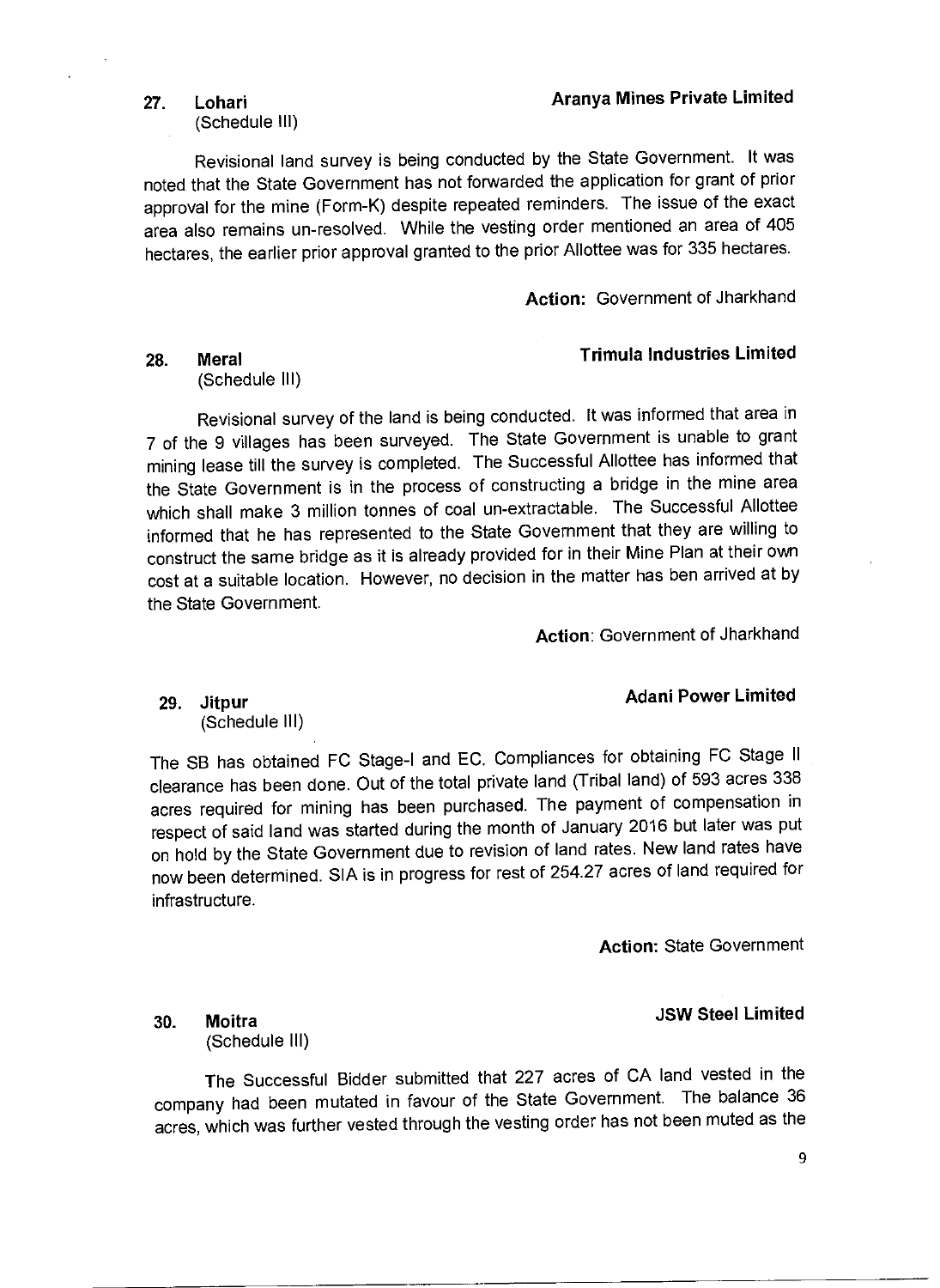**27. Lohari** **Aranya Mines Private Limited**
(Schedule III)

Revisional land survey is being conducted by the State Government. It was noted that the State Government has not forwarded the application for grant of prior approval for the mine (Form-K) despite repeated reminders. The issue of the exact area also remains un-resolved. While the vesting order mentioned an area of 405 hectares, the earlier prior approval granted to the prior Allottee was for 335 hectares.

**Action:** Government of Jharkhand

**28. Meral** **Trimula Industries Limited**
(Schedule III)

Revisional survey of the land is being conducted. It was informed that area in 7 of the 9 villages has been surveyed. The State Government is unable to grant mining lease till the survey is completed. The Successful Allottee has informed that the State Government is in the process of constructing a bridge in the mine area which shall make 3 million tonnes of coal un-extractable. The Successful Allottee informed that he has represented to the State Government that they are willing to construct the same bridge as it is already provided for in their Mine Plan at their own cost at a suitable location. However, no decision in the matter has ben arrived at by the State Government.

**Action**: Government of Jharkhand

**29. Jitpur** **Adani Power Limited**
(Schedule III)

The SB has obtained FC Stage-I and EC. Compliances for obtaining FC Stage II clearance has been done. Out of the total private land (Tribal land) of 593 acres 338 acres required for mining has been purchased. The payment of compensation in respect of said land was started during the month of January 2016 but later was put on hold by the State Government due to revision of land rates. New land rates have now been determined. SIA is in progress for rest of 254.27 acres of land required for infrastructure.

**Action:** State Government

**30. Moitra** **JSW Steel Limited**
(Schedule III)

The Successful Bidder submitted that 227 acres of CA land vested in the company had been mutated in favour of the State Government. The balance 36 acres, which was further vested through the vesting order has not been muted as the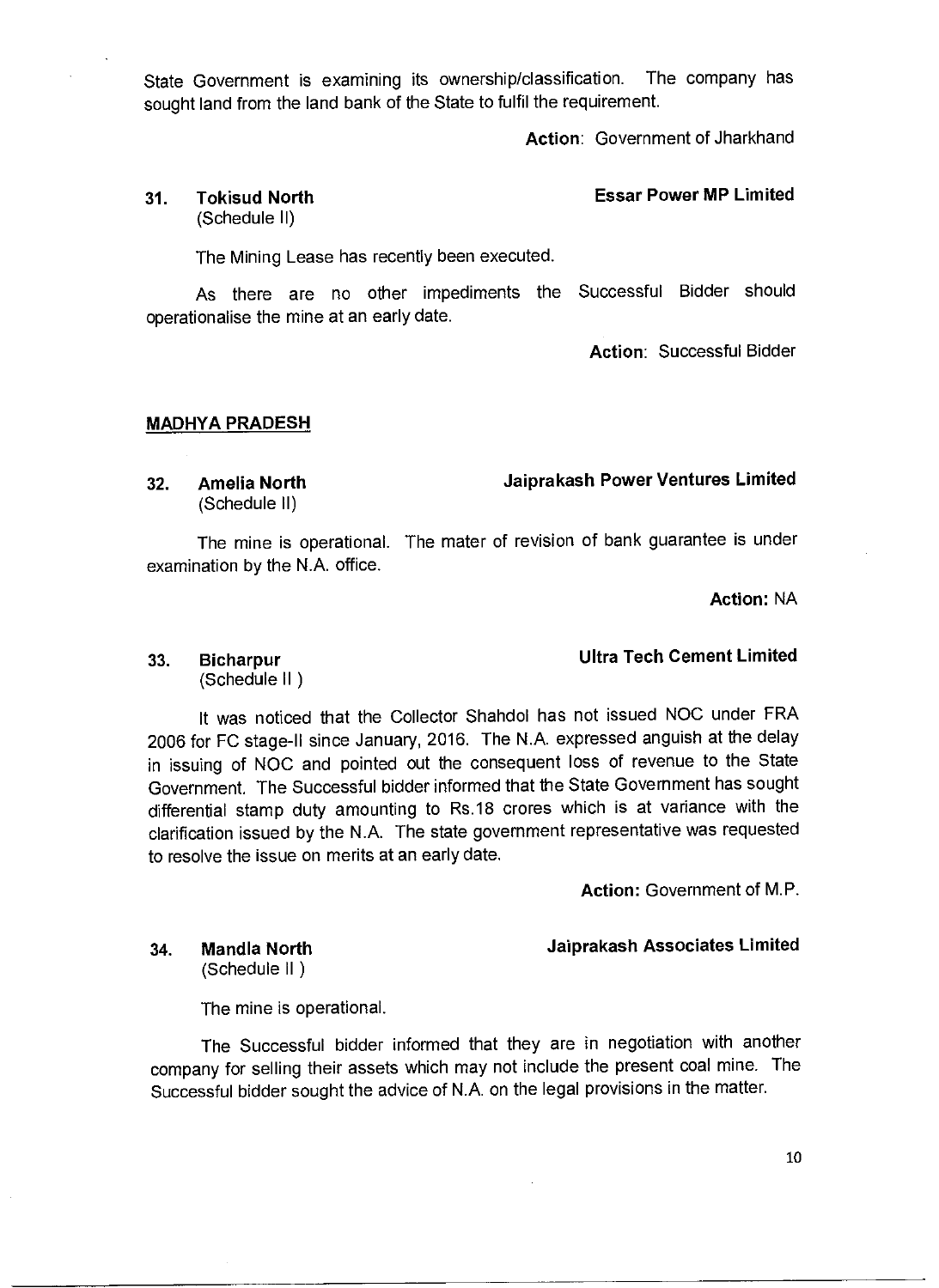State Government is examining its ownership/classification. The company has sought land from the land bank of the State to fulfil the requirement.

**Action**: Government of Jharkhand

**31. Tokisud North** (Schedule II) — **Essar Power MP Limited**

The Mining Lease has recently been executed.

As there are no other impediments the Successful Bidder should operationalise the mine at an early date.

**Action**: Successful Bidder

## MADHYA PRADESH

**32. Amelia North** (Schedule II) — **Jaiprakash Power Ventures Limited**

The mine is operational. The mater of revision of bank guarantee is under examination by the N.A. office.

**Action:** NA

**33. Bicharpur** (Schedule II ) — **Ultra Tech Cement Limited**

It was noticed that the Collector Shahdol has not issued NOC under FRA 2006 for FC stage-II since January, 2016. The N.A. expressed anguish at the delay in issuing of NOC and pointed out the consequent loss of revenue to the State Government. The Successful bidder informed that the State Government has sought differential stamp duty amounting to Rs.18 crores which is at variance with the clarification issued by the N.A. The state government representative was requested to resolve the issue on merits at an early date.

**Action:** Government of M.P.

**34. Mandla North** (Schedule II ) — **Jaiprakash Associates Limited**

The mine is operational.

The Successful bidder informed that they are in negotiation with another company for selling their assets which may not include the present coal mine. The Successful bidder sought the advice of N.A. on the legal provisions in the matter.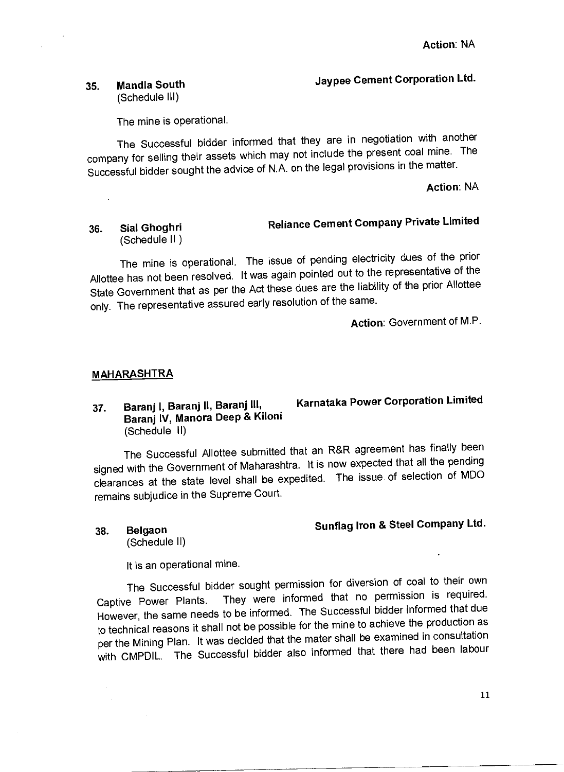**Action**: NA

**35. Mandla South** (Schedule III) — **Jaypee Cement Corporation Ltd.**

The mine is operational.

The Successful bidder informed that they are in negotiation with another company for selling their assets which may not include the present coal mine. The Successful bidder sought the advice of N.A. on the legal provisions in the matter.

**Action**: NA

**36. Sial Ghoghri** (Schedule II ) — **Reliance Cement Company Private Limited**

The mine is operational. The issue of pending electricity dues of the prior Allottee has not been resolved. It was again pointed out to the representative of the State Government that as per the Act these dues are the liability of the prior Allottee only. The representative assured early resolution of the same.

**Action**: Government of M.P.

## MAHARASHTRA

**37. Baranj I, Baranj II, Baranj III, Baranj IV, Manora Deep & Kiloni** (Schedule II) — **Karnataka Power Corporation Limited**

The Successful Allottee submitted that an R&R agreement has finally been signed with the Government of Maharashtra. It is now expected that all the pending clearances at the state level shall be expedited. The issue of selection of MDO remains subjudice in the Supreme Court.

**38. Belgaon** (Schedule II) — **Sunflag Iron & Steel Company Ltd.**

It is an operational mine.

The Successful bidder sought permission for diversion of coal to their own Captive Power Plants. They were informed that no permission is required. However, the same needs to be informed. The Successful bidder informed that due to technical reasons it shall not be possible for the mine to achieve the production as per the Mining Plan. It was decided that the mater shall be examined in consultation with CMPDIL. The Successful bidder also informed that there had been labour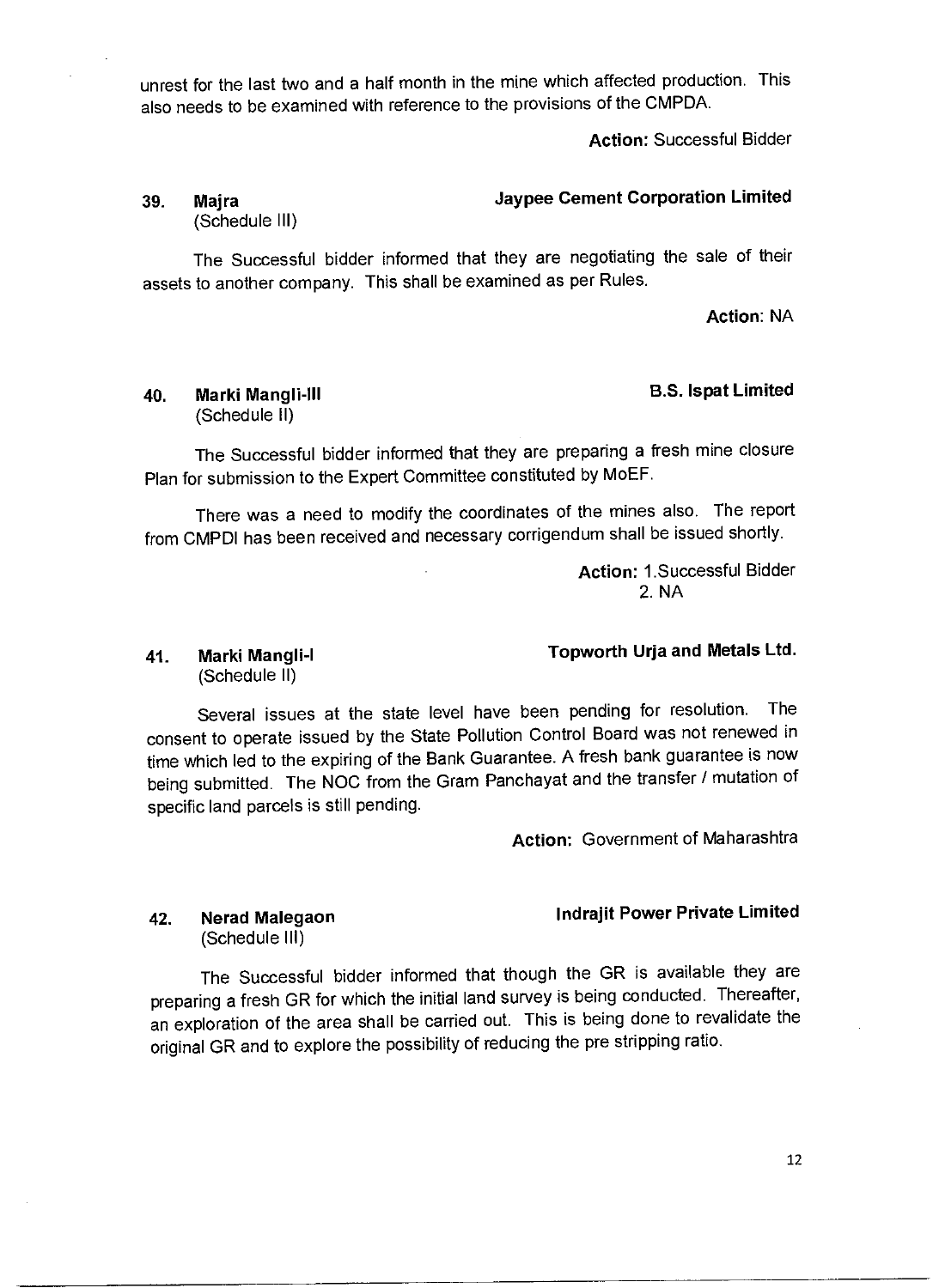unrest for the last two and a half month in the mine which affected production. This also needs to be examined with reference to the provisions of the CMPDA.

**Action:** Successful Bidder

**39. Majra** (Schedule III) — **Jaypee Cement Corporation Limited**

The Successful bidder informed that they are negotiating the sale of their assets to another company. This shall be examined as per Rules.

**Action:** NA

**40. Marki Mangli-III** (Schedule II) — **B.S. Ispat Limited**

The Successful bidder informed that they are preparing a fresh mine closure Plan for submission to the Expert Committee constituted by MoEF.

There was a need to modify the coordinates of the mines also. The report from CMPDI has been received and necessary corrigendum shall be issued shortly.

**Action:** 1. Successful Bidder
2. NA

**41. Marki Mangli-I** (Schedule II) — **Topworth Urja and Metals Ltd.**

Several issues at the state level have been pending for resolution. The consent to operate issued by the State Pollution Control Board was not renewed in time which led to the expiring of the Bank Guarantee. A fresh bank guarantee is now being submitted. The NOC from the Gram Panchayat and the transfer / mutation of specific land parcels is still pending.

**Action:** Government of Maharashtra

**42. Nerad Malegaon** (Schedule III) — **Indrajit Power Private Limited**

The Successful bidder informed that though the GR is available they are preparing a fresh GR for which the initial land survey is being conducted. Thereafter, an exploration of the area shall be carried out. This is being done to revalidate the original GR and to explore the possibility of reducing the pre stripping ratio.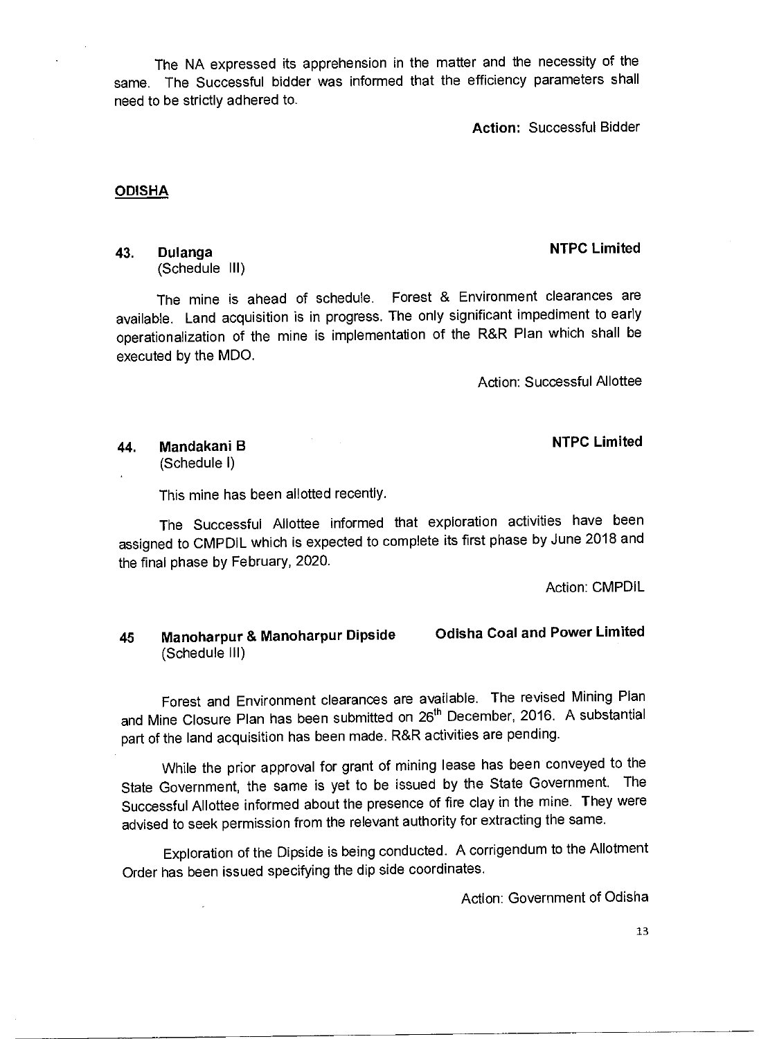The NA expressed its apprehension in the matter and the necessity of the same. The Successful bidder was informed that the efficiency parameters shall need to be strictly adhered to.

**Action:** Successful Bidder

**ODISHA**

**43. Dulanga** (Schedule III) **NTPC Limited**

The mine is ahead of schedule. Forest & Environment clearances are available. Land acquisition is in progress. The only significant impediment to early operationalization of the mine is implementation of the R&R Plan which shall be executed by the MDO.

Action: Successful Allottee

**44. Mandakani B** (Schedule I) **NTPC Limited**

This mine has been allotted recently.

The Successful Allottee informed that exploration activities have been assigned to CMPDIL which is expected to complete its first phase by June 2018 and the final phase by February, 2020.

Action: CMPDIL

**45 Manoharpur & Manoharpur Dipside** (Schedule III) **Odisha Coal and Power Limited**

Forest and Environment clearances are available. The revised Mining Plan and Mine Closure Plan has been submitted on 26th December, 2016. A substantial part of the land acquisition has been made. R&R activities are pending.

While the prior approval for grant of mining lease has been conveyed to the State Government, the same is yet to be issued by the State Government. The Successful Allottee informed about the presence of fire clay in the mine. They were advised to seek permission from the relevant authority for extracting the same.

Exploration of the Dipside is being conducted. A corrigendum to the Allotment Order has been issued specifying the dip side coordinates.

Action: Government of Odisha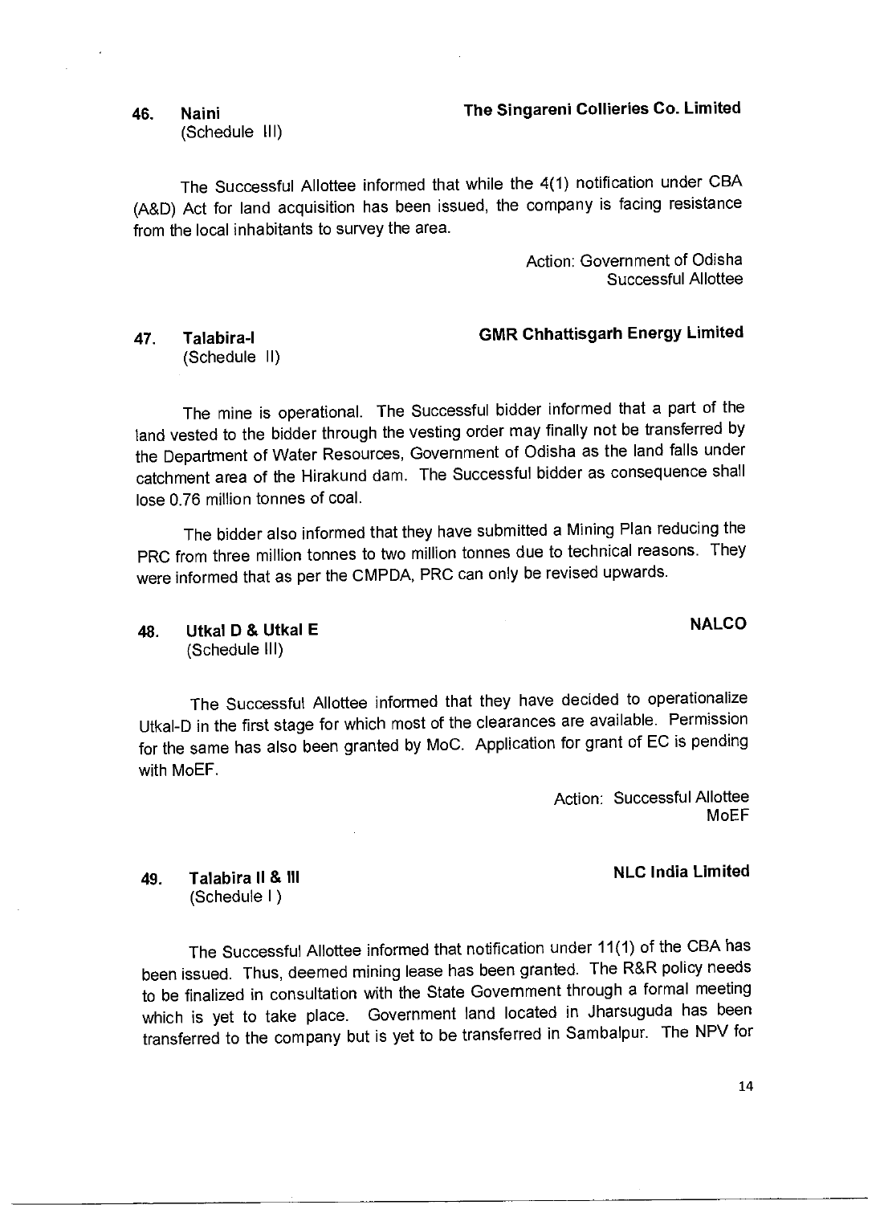**46. Naini** (Schedule III) — **The Singareni Collieries Co. Limited**

The Successful Allottee informed that while the 4(1) notification under CBA (A&D) Act for land acquisition has been issued, the company is facing resistance from the local inhabitants to survey the area.

Action: Government of Odisha
Successful Allottee

**47. Talabira-I** (Schedule II) — **GMR Chhattisgarh Energy Limited**

The mine is operational. The Successful bidder informed that a part of the land vested to the bidder through the vesting order may finally not be transferred by the Department of Water Resources, Government of Odisha as the land falls under catchment area of the Hirakund dam. The Successful bidder as consequence shall lose 0.76 million tonnes of coal.

The bidder also informed that they have submitted a Mining Plan reducing the PRC from three million tonnes to two million tonnes due to technical reasons. They were informed that as per the CMPDA, PRC can only be revised upwards.

**48. Utkal D & Utkal E** (Schedule III) — **NALCO**

The Successful Allottee informed that they have decided to operationalize Utkal-D in the first stage for which most of the clearances are available. Permission for the same has also been granted by MoC. Application for grant of EC is pending with MoEF.

Action: Successful Allottee
MoEF

**49. Talabira II & III** (Schedule I ) — **NLC India Limited**

The Successful Allottee informed that notification under 11(1) of the CBA has been issued. Thus, deemed mining lease has been granted. The R&R policy needs to be finalized in consultation with the State Government through a formal meeting which is yet to take place. Government land located in Jharsuguda has been transferred to the company but is yet to be transferred in Sambalpur. The NPV for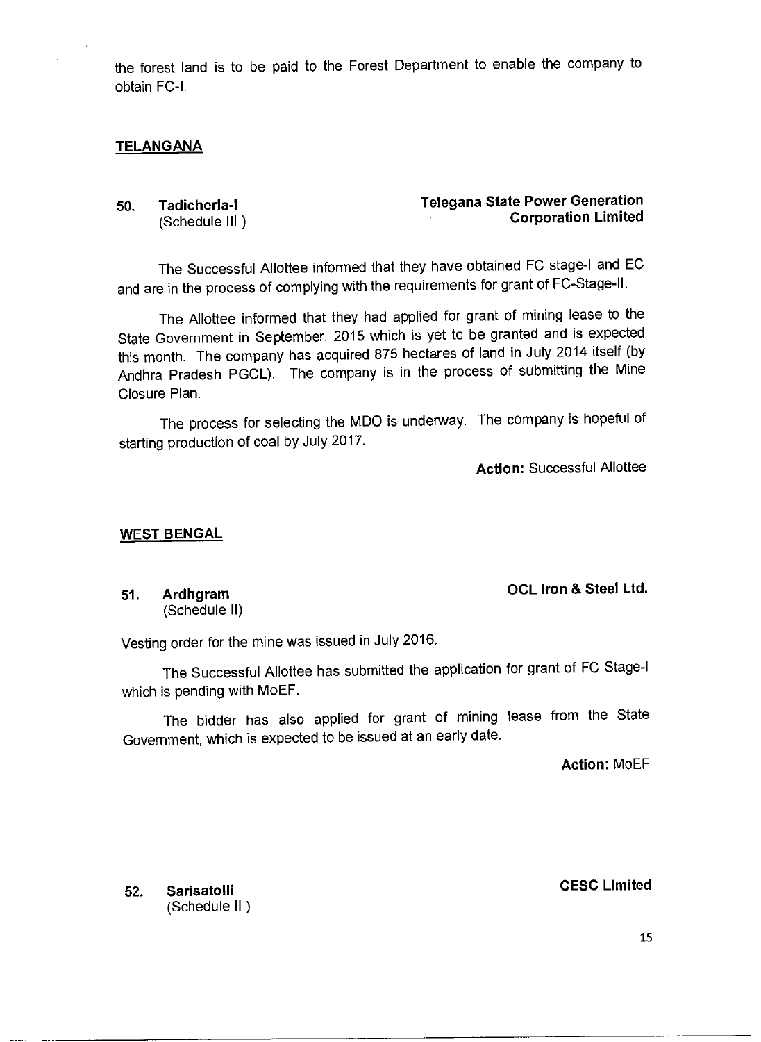the forest land is to be paid to the Forest Department to enable the company to obtain FC-I.

## TELANGANA

**50. Tadicherla-I** (Schedule III) — **Telegana State Power Generation Corporation Limited**

The Successful Allottee informed that they have obtained FC stage-I and EC and are in the process of complying with the requirements for grant of FC-Stage-II.

The Allottee informed that they had applied for grant of mining lease to the State Government in September, 2015 which is yet to be granted and is expected this month. The company has acquired 875 hectares of land in July 2014 itself (by Andhra Pradesh PGCL). The company is in the process of submitting the Mine Closure Plan.

The process for selecting the MDO is underway. The company is hopeful of starting production of coal by July 2017.

**Action:** Successful Allottee

## WEST BENGAL

**51. Ardhgram** (Schedule II) — **OCL Iron & Steel Ltd.**

Vesting order for the mine was issued in July 2016.

The Successful Allottee has submitted the application for grant of FC Stage-I which is pending with MoEF.

The bidder has also applied for grant of mining lease from the State Government, which is expected to be issued at an early date.

**Action:** MoEF

**52. Sarisatolli** (Schedule II) — **CESC Limited**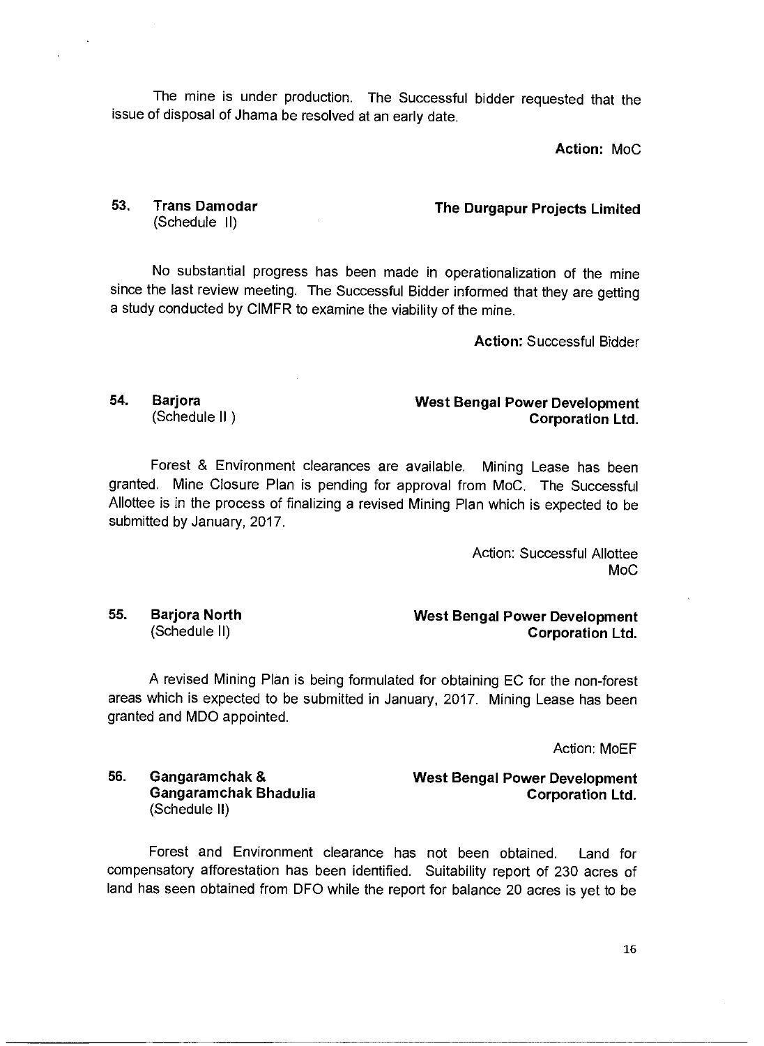The mine is under production. The Successful bidder requested that the issue of disposal of Jhama be resolved at an early date.

**Action:** MoC

**53. Trans Damodar** (Schedule II) — **The Durgapur Projects Limited**

No substantial progress has been made in operationalization of the mine since the last review meeting. The Successful Bidder informed that they are getting a study conducted by CIMFR to examine the viability of the mine.

**Action:** Successful Bidder

**54. Barjora** (Schedule II) — **West Bengal Power Development Corporation Ltd.**

Forest & Environment clearances are available. Mining Lease has been granted. Mine Closure Plan is pending for approval from MoC. The Successful Allottee is in the process of finalizing a revised Mining Plan which is expected to be submitted by January, 2017.

Action: Successful Allottee
MoC

**55. Barjora North** (Schedule II) — **West Bengal Power Development Corporation Ltd.**

A revised Mining Plan is being formulated for obtaining EC for the non-forest areas which is expected to be submitted in January, 2017. Mining Lease has been granted and MDO appointed.

Action: MoEF

**56. Gangaramchak & Gangaramchak Bhadulia** (Schedule II) — **West Bengal Power Development Corporation Ltd.**

Forest and Environment clearance has not been obtained. Land for compensatory afforestation has been identified. Suitability report of 230 acres of land has seen obtained from DFO while the report for balance 20 acres is yet to be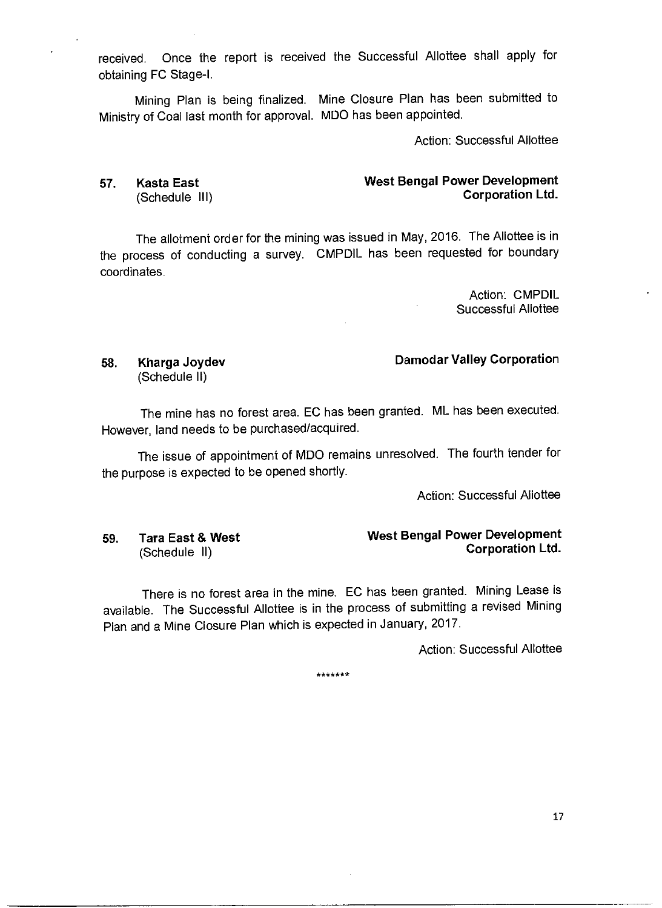received. Once the report is received the Successful Allottee shall apply for obtaining FC Stage-I.

Mining Plan is being finalized. Mine Closure Plan has been submitted to Ministry of Coal last month for approval. MDO has been appointed.

Action: Successful Allottee

**57. Kasta East** (Schedule III) — **West Bengal Power Development Corporation Ltd.**

The allotment order for the mining was issued in May, 2016. The Allottee is in the process of conducting a survey. CMPDIL has been requested for boundary coordinates.

Action: CMPDIL
Successful Allottee

**58. Kharga Joydev** (Schedule II) — **Damodar Valley Corporation**

The mine has no forest area. EC has been granted. ML has been executed. However, land needs to be purchased/acquired.

The issue of appointment of MDO remains unresolved. The fourth tender for the purpose is expected to be opened shortly.

Action: Successful Allottee

**59. Tara East & West** (Schedule II) — **West Bengal Power Development Corporation Ltd.**

There is no forest area in the mine. EC has been granted. Mining Lease is available. The Successful Allottee is in the process of submitting a revised Mining Plan and a Mine Closure Plan which is expected in January, 2017.

Action: Successful Allottee

*******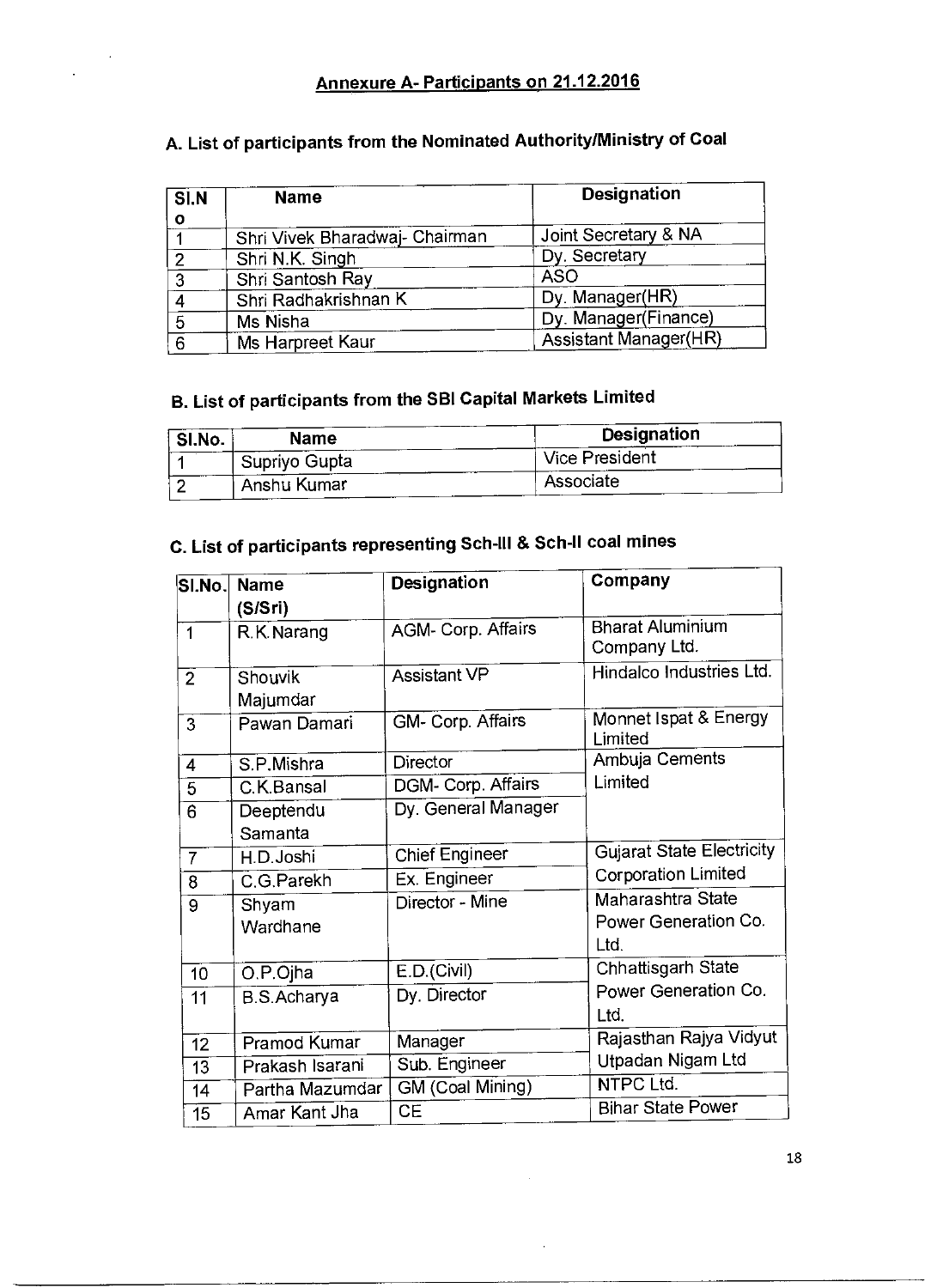## Annexure A- Participants on 21.12.2016

### A. List of participants from the Nominated Authority/Ministry of Coal

| Sl.No | Name | Designation |
|---|---|---|
| 1 | Shri Vivek Bharadwaj- Chairman | Joint Secretary & NA |
| 2 | Shri N.K. Singh | Dy. Secretary |
| 3 | Shri Santosh Ray | ASO |
| 4 | Shri Radhakrishnan K | Dy. Manager(HR) |
| 5 | Ms Nisha | Dy. Manager(Finance) |
| 6 | Ms Harpreet Kaur | Assistant Manager(HR) |

### B. List of participants from the SBI Capital Markets Limited

| Sl.No. | Name | Designation |
|---|---|---|
| 1 | Supriyo Gupta | Vice President |
| 2 | Anshu Kumar | Associate |

### C. List of participants representing Sch-III & Sch-II coal mines

| Sl.No. | Name (S/Sri) | Designation | Company |
|---|---|---|---|
| 1 | R.K.Narang | AGM- Corp. Affairs | Bharat Aluminium Company Ltd. |
| 2 | Shouvik Majumdar | Assistant VP | Hindalco Industries Ltd. |
| 3 | Pawan Damari | GM- Corp. Affairs | Monnet Ispat & Energy Limited |
| 4 | S.P.Mishra | Director | Ambuja Cements Limited |
| 5 | C.K.Bansal | DGM- Corp. Affairs | |
| 6 | Deeptendu Samanta | Dy. General Manager | |
| 7 | H.D.Joshi | Chief Engineer | Gujarat State Electricity Corporation Limited |
| 8 | C.G.Parekh | Ex. Engineer | |
| 9 | Shyam Wardhane | Director - Mine | Maharashtra State Power Generation Co. Ltd. |
| 10 | O.P.Ojha | E.D.(Civil) | Chhattisgarh State Power Generation Co. Ltd. |
| 11 | B.S.Acharya | Dy. Director | |
| 12 | Pramod Kumar | Manager | Rajasthan Rajya Vidyut Utpadan Nigam Ltd |
| 13 | Prakash Isarani | Sub. Engineer | |
| 14 | Partha Mazumdar | GM (Coal Mining) | NTPC Ltd. |
| 15 | Amar Kant Jha | CE | Bihar State Power |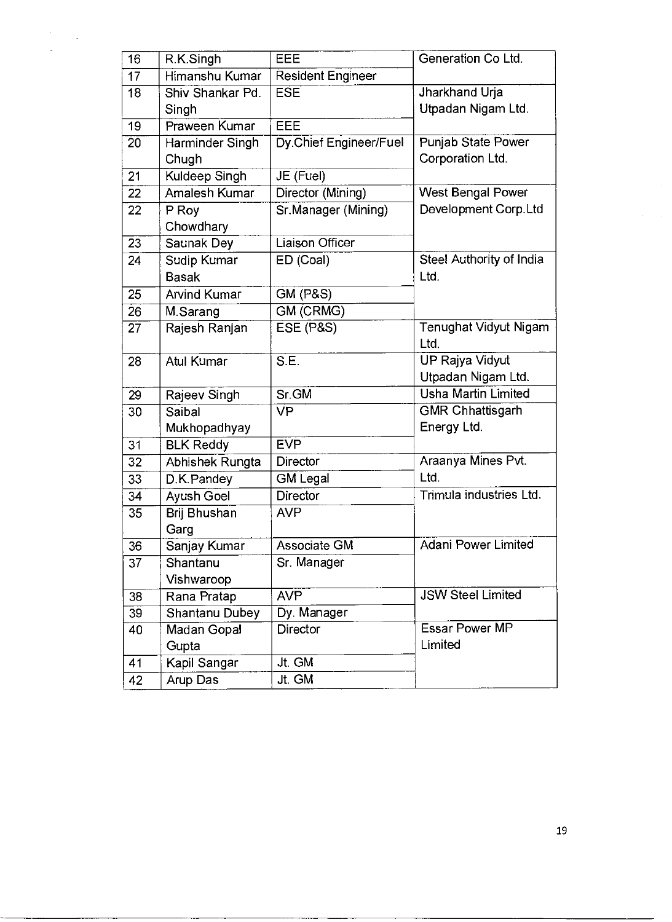| 16 | R.K.Singh | EEE | Generation Co Ltd. |
|---|---|---|---|
| 17 | Himanshu Kumar | Resident Engineer | |
| 18 | Shiv Shankar Pd. Singh | ESE | Jharkhand Urja Utpadan Nigam Ltd. |
| 19 | Praween Kumar | EEE | |
| 20 | Harminder Singh Chugh | Dy.Chief Engineer/Fuel | Punjab State Power Corporation Ltd. |
| 21 | Kuldeep Singh | JE (Fuel) | |
| 22 | Amalesh Kumar | Director (Mining) | West Bengal Power Development Corp.Ltd |
| 22 | P Roy Chowdhary | Sr.Manager (Mining) | |
| 23 | Saunak Dey | Liaison Officer | |
| 24 | Sudip Kumar Basak | ED (Coal) | Steel Authority of India Ltd. |
| 25 | Arvind Kumar | GM (P&S) | |
| 26 | M.Sarang | GM (CRMG) | |
| 27 | Rajesh Ranjan | ESE (P&S) | Tenughat Vidyut Nigam Ltd. |
| 28 | Atul Kumar | S.E. | UP Rajya Vidyut Utpadan Nigam Ltd. |
| 29 | Rajeev Singh | Sr.GM | Usha Martin Limited |
| 30 | Saibal Mukhopadhyay | VP | GMR Chhattisgarh Energy Ltd. |
| 31 | BLK Reddy | EVP | |
| 32 | Abhishek Rungta | Director | Araanya Mines Pvt. Ltd. |
| 33 | D.K.Pandey | GM Legal | |
| 34 | Ayush Goel | Director | Trimula industries Ltd. |
| 35 | Brij Bhushan Garg | AVP | |
| 36 | Sanjay Kumar | Associate GM | Adani Power Limited |
| 37 | Shantanu Vishwaroop | Sr. Manager | |
| 38 | Rana Pratap | AVP | JSW Steel Limited |
| 39 | Shantanu Dubey | Dy. Manager | |
| 40 | Madan Gopal Gupta | Director | Essar Power MP Limited |
| 41 | Kapil Sangar | Jt. GM | |
| 42 | Arup Das | Jt. GM | |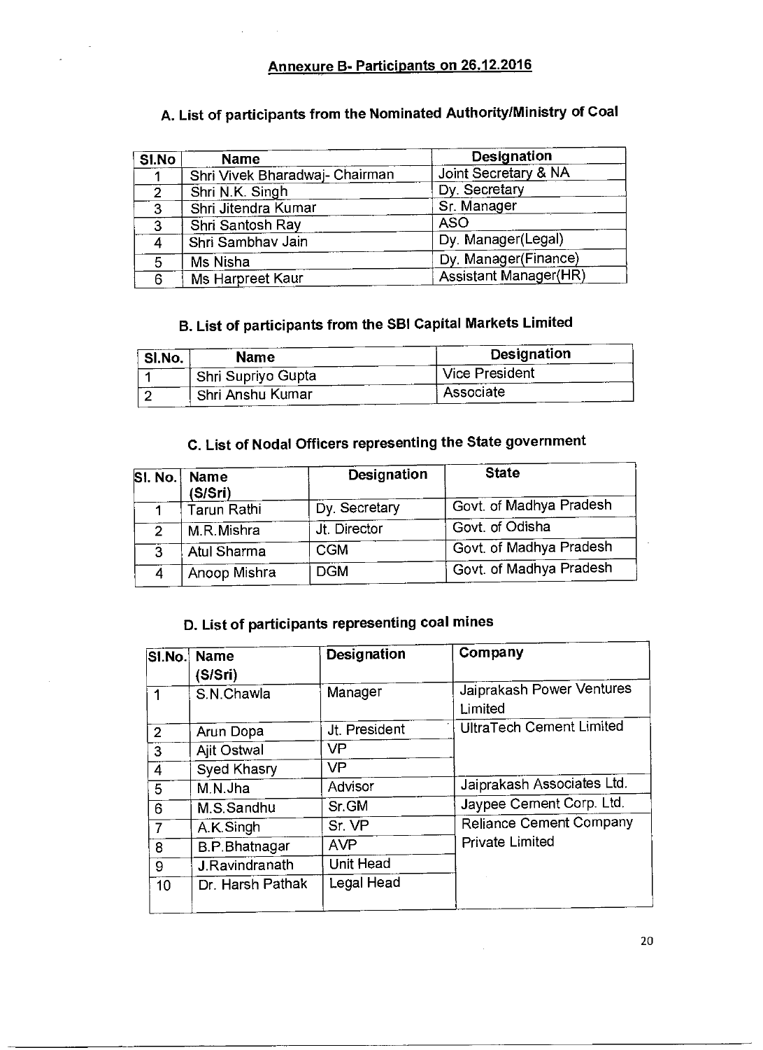## Annexure B- Participants on 26.12.2016

### A. List of participants from the Nominated Authority/Ministry of Coal

| Sl.No | Name | Designation |
|---|---|---|
| 1 | Shri Vivek Bharadwaj- Chairman | Joint Secretary & NA |
| 2 | Shri N.K. Singh | Dy. Secretary |
| 3 | Shri Jitendra Kumar | Sr. Manager |
| 3 | Shri Santosh Ray | ASO |
| 4 | Shri Sambhav Jain | Dy. Manager(Legal) |
| 5 | Ms Nisha | Dy. Manager(Finance) |
| 6 | Ms Harpreet Kaur | Assistant Manager(HR) |

### B. List of participants from the SBI Capital Markets Limited

| Sl.No. | Name | Designation |
|---|---|---|
| 1 | Shri Supriyo Gupta | Vice President |
| 2 | Shri Anshu Kumar | Associate |

### C. List of Nodal Officers representing the State government

| Sl. No. | Name (S/Sri) | Designation | State |
|---|---|---|---|
| 1 | Tarun Rathi | Dy. Secretary | Govt. of Madhya Pradesh |
| 2 | M.R.Mishra | Jt. Director | Govt. of Odisha |
| 3 | Atul Sharma | CGM | Govt. of Madhya Pradesh |
| 4 | Anoop Mishra | DGM | Govt. of Madhya Pradesh |

### D. List of participants representing coal mines

| Sl.No. | Name (S/Sri) | Designation | Company |
|---|---|---|---|
| 1 | S.N.Chawla | Manager | Jaiprakash Power Ventures Limited |
| 2 | Arun Dopa | Jt. President | UltraTech Cement Limited |
| 3 | Ajit Ostwal | VP | |
| 4 | Syed Khasry | VP | |
| 5 | M.N.Jha | Advisor | Jaiprakash Associates Ltd. |
| 6 | M.S.Sandhu | Sr.GM | Jaypee Cement Corp. Ltd. |
| 7 | A.K.Singh | Sr. VP | Reliance Cement Company Private Limited |
| 8 | B.P.Bhatnagar | AVP | |
| 9 | J.Ravindranath | Unit Head | |
| 10 | Dr. Harsh Pathak | Legal Head | |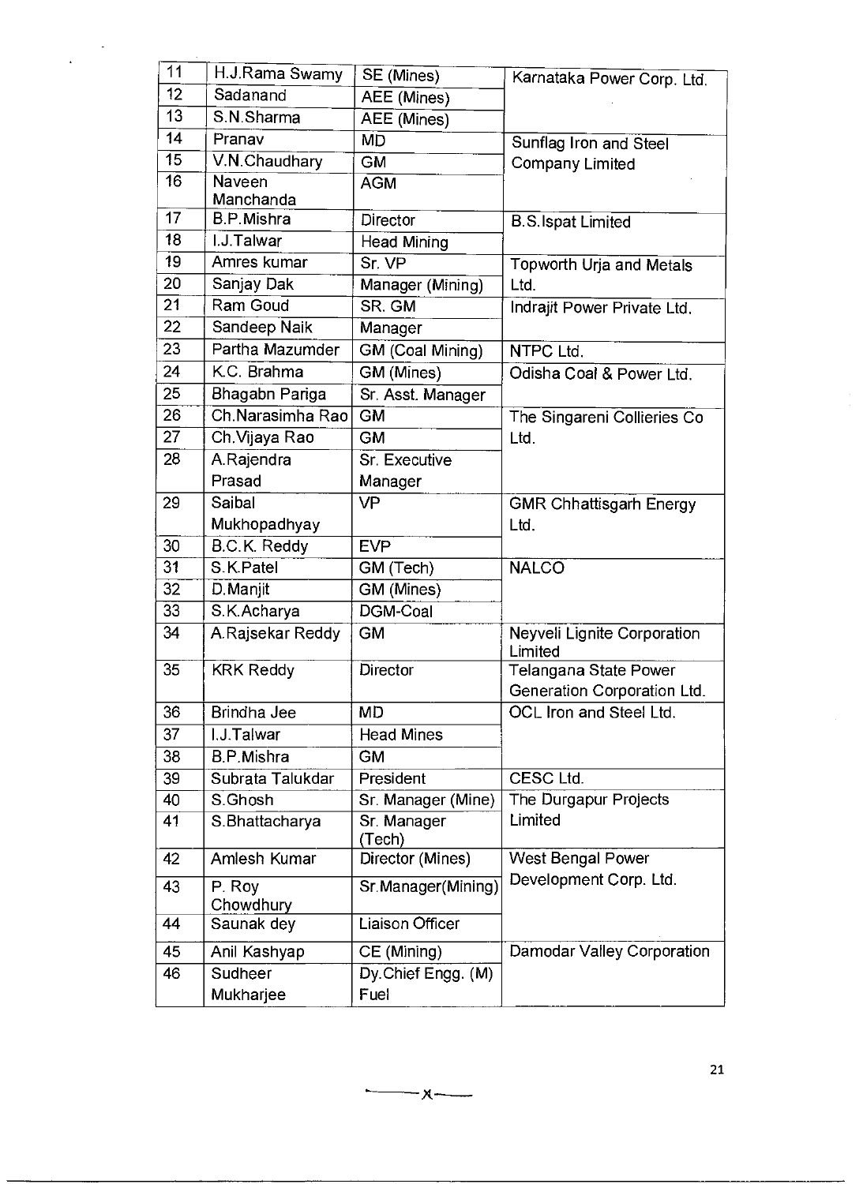| | | | |
|---|---|---|---|
| 11 | H.J.Rama Swamy | SE (Mines) | Karnataka Power Corp. Ltd. |
| 12 | Sadanand | AEE (Mines) | |
| 13 | S.N.Sharma | AEE (Mines) | |
| 14 | Pranav | MD | Sunflag Iron and Steel Company Limited |
| 15 | V.N.Chaudhary | GM | |
| 16 | Naveen Manchanda | AGM | |
| 17 | B.P.Mishra | Director | B.S.Ispat Limited |
| 18 | I.J.Talwar | Head Mining | |
| 19 | Amres kumar | Sr. VP | Topworth Urja and Metals Ltd. |
| 20 | Sanjay Dak | Manager (Mining) | |
| 21 | Ram Goud | SR. GM | Indrajit Power Private Ltd. |
| 22 | Sandeep Naik | Manager | |
| 23 | Partha Mazumder | GM (Coal Mining) | NTPC Ltd. |
| 24 | K.C. Brahma | GM (Mines) | Odisha Coal & Power Ltd. |
| 25 | Bhagabn Pariga | Sr. Asst. Manager | |
| 26 | Ch.Narasimha Rao | GM | The Singareni Collieries Co Ltd. |
| 27 | Ch.Vijaya Rao | GM | |
| 28 | A.Rajendra Prasad | Sr. Executive Manager | |
| 29 | Saibal Mukhopadhyay | VP | GMR Chhattisgarh Energy Ltd. |
| 30 | B.C.K. Reddy | EVP | |
| 31 | S.K.Patel | GM (Tech) | NALCO |
| 32 | D.Manjit | GM (Mines) | |
| 33 | S.K.Acharya | DGM-Coal | |
| 34 | A.Rajsekar Reddy | GM | Neyveli Lignite Corporation Limited |
| 35 | KRK Reddy | Director | Telangana State Power Generation Corporation Ltd. |
| 36 | Brindha Jee | MD | OCL Iron and Steel Ltd. |
| 37 | I.J.Talwar | Head Mines | |
| 38 | B.P.Mishra | GM | |
| 39 | Subrata Talukdar | President | CESC Ltd. |
| 40 | S.Ghosh | Sr. Manager (Mine) | The Durgapur Projects Limited |
| 41 | S.Bhattacharya | Sr. Manager (Tech) | |
| 42 | Amlesh Kumar | Director (Mines) | West Bengal Power Development Corp. Ltd. |
| 43 | P. Roy Chowdhury | Sr.Manager(Mining) | |
| 44 | Saunak dey | Liaison Officer | |
| 45 | Anil Kashyap | CE (Mining) | Damodar Valley Corporation |
| 46 | Sudheer Mukharjee | Dy.Chief Engg. (M) Fuel | |

——x——